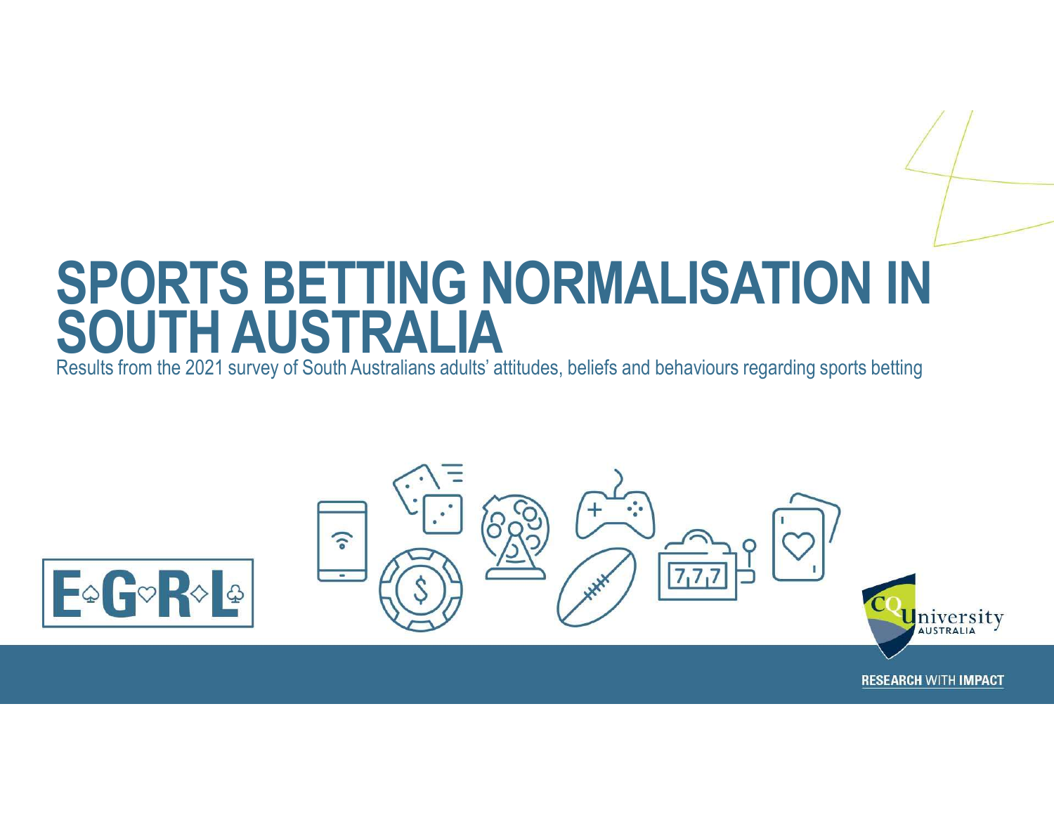# SPORTS BETTING NORMALISATION IN SOUTH AUSTRALIA

Results from the 2021 survey of South Australians adults' attitudes, beliefs and behaviours regarding sports betting

E♤G♡R◇L♧

CQUniversity AUSTRALIA

RESEARCH WITH IMPACT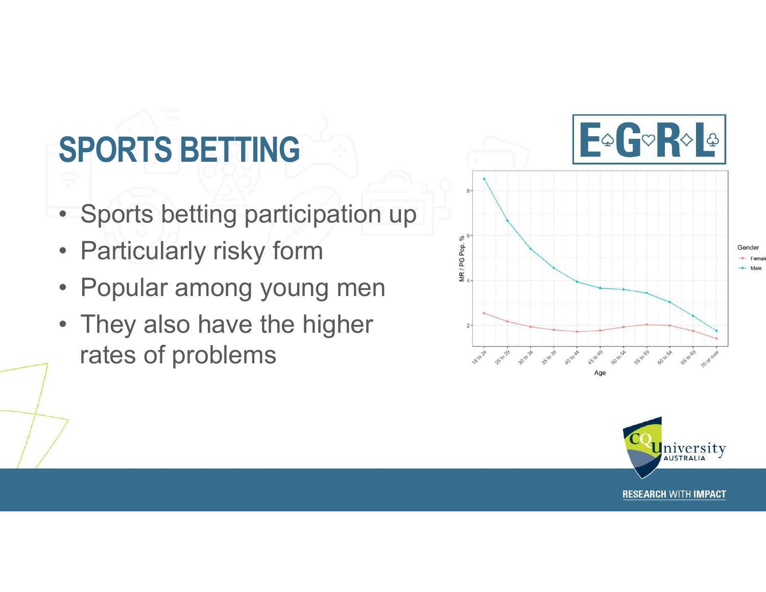# SPORTS BETTING

- Sports betting participation up
- Particularly risky form
- Popular among young men
- They also have the higher rates of problems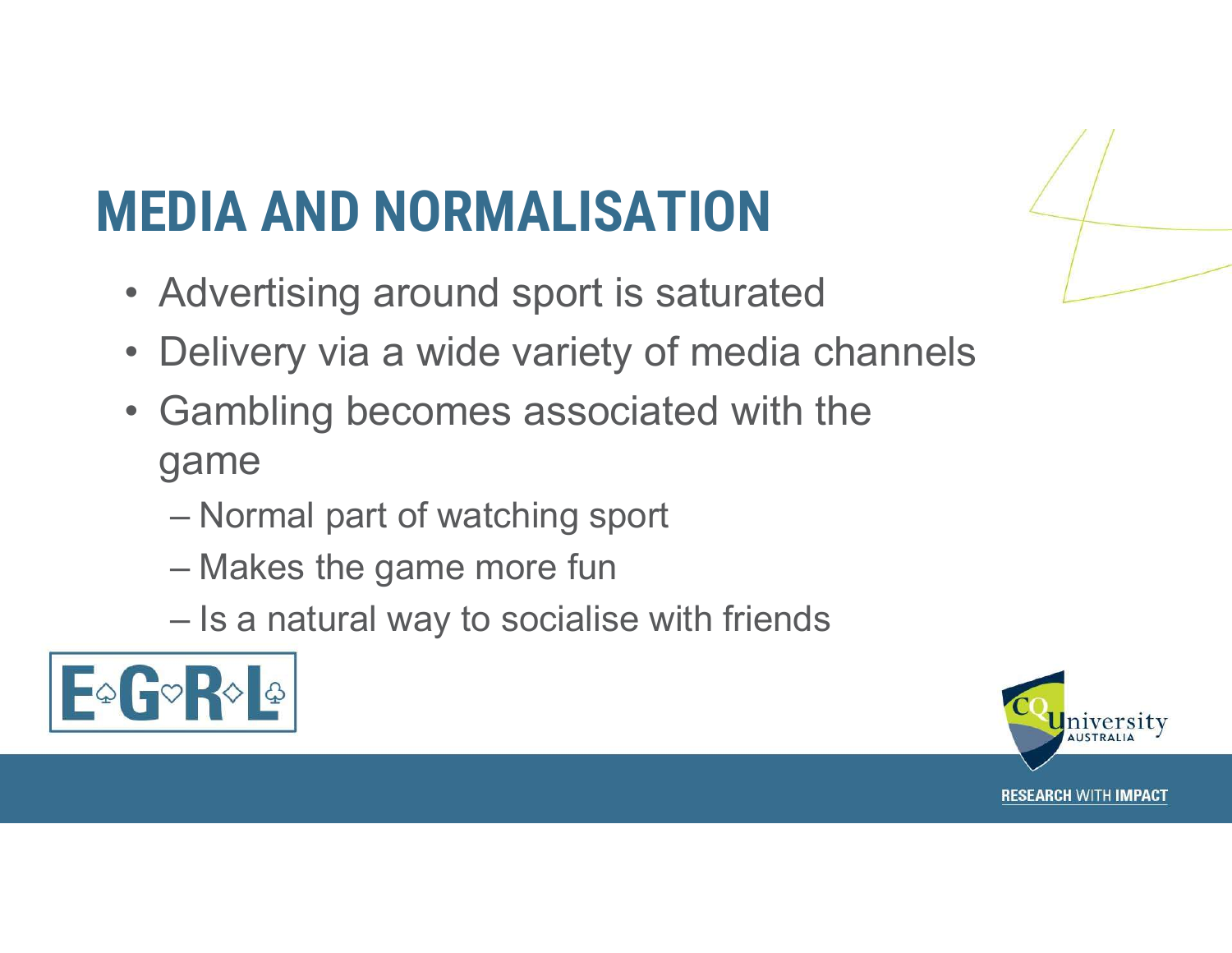# MEDIA AND NORMALISATION

- Advertising around sport is saturated
- Delivery via a wide variety of media channels
- Gambling becomes associated with the game
  - Normal part of watching sport
  - Makes the game more fun
  - Is a natural way to socialise with friends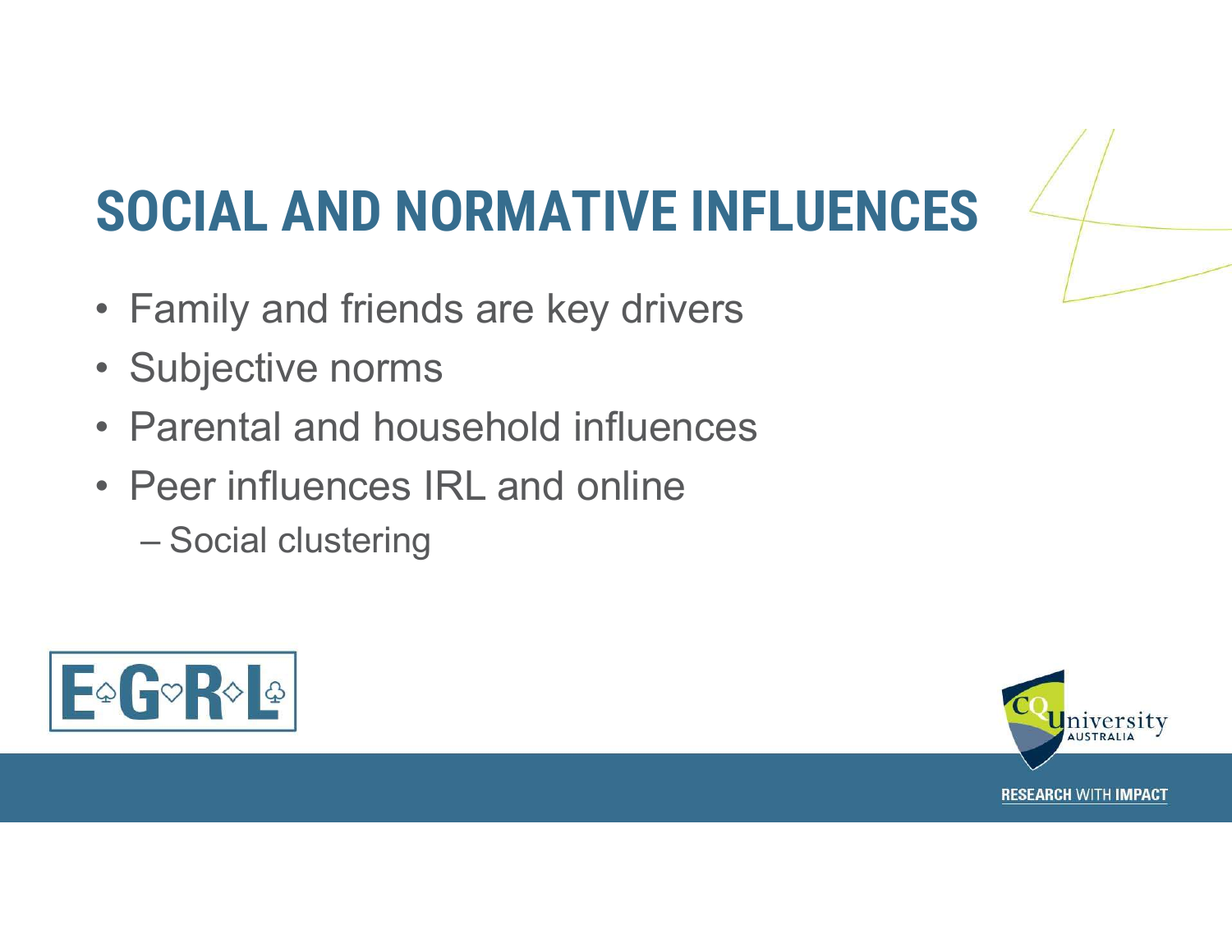# SOCIAL AND NORMATIVE INFLUENCES

- Family and friends are key drivers
- Subjective norms
- Parental and household influences
- Peer influences IRL and online
  - Social clustering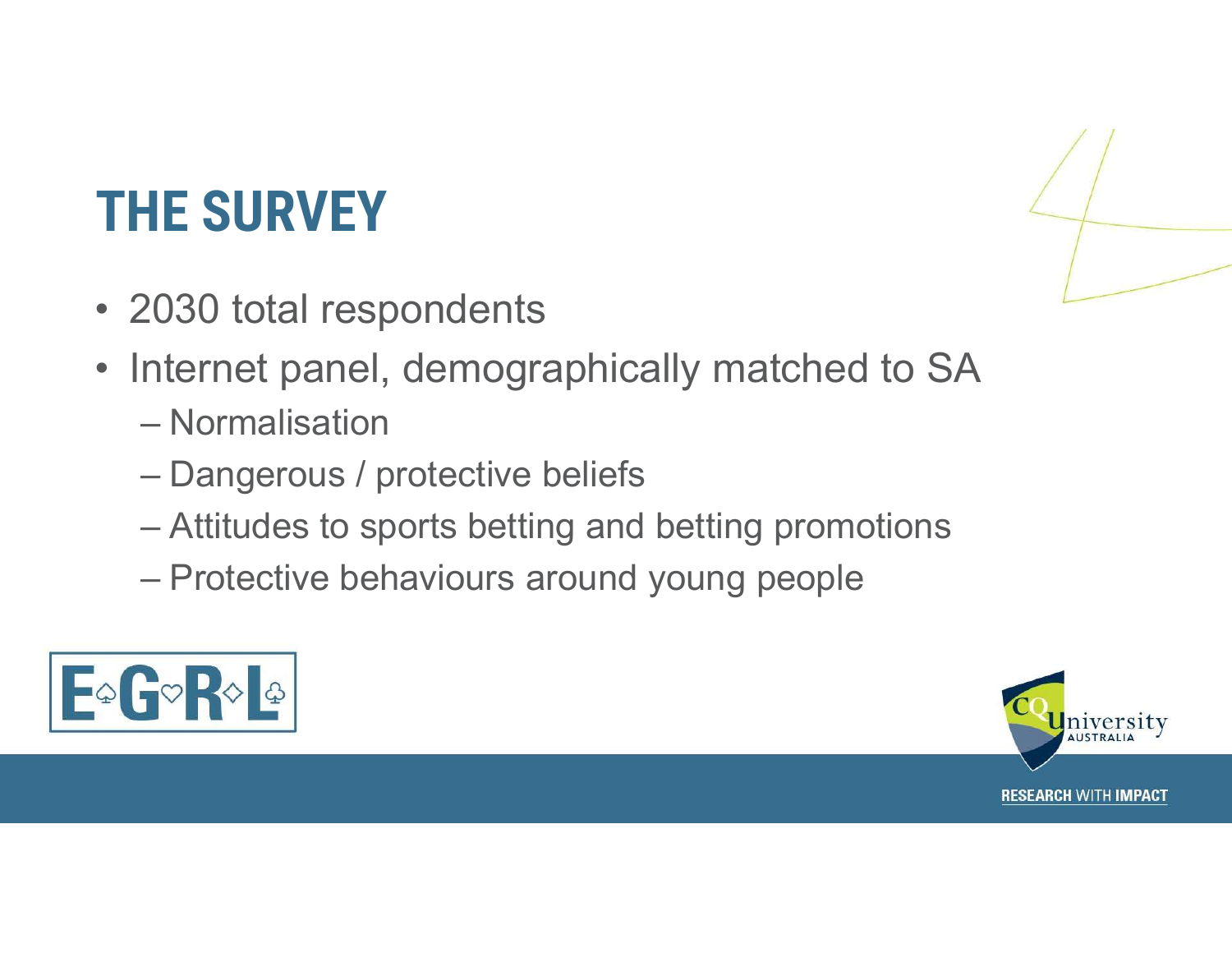# THE SURVEY

- 2030 total respondents
- Internet panel, demographically matched to SA
  - Normalisation
  - Dangerous / protective beliefs
  - Attitudes to sports betting and betting promotions
  - Protective behaviours around young people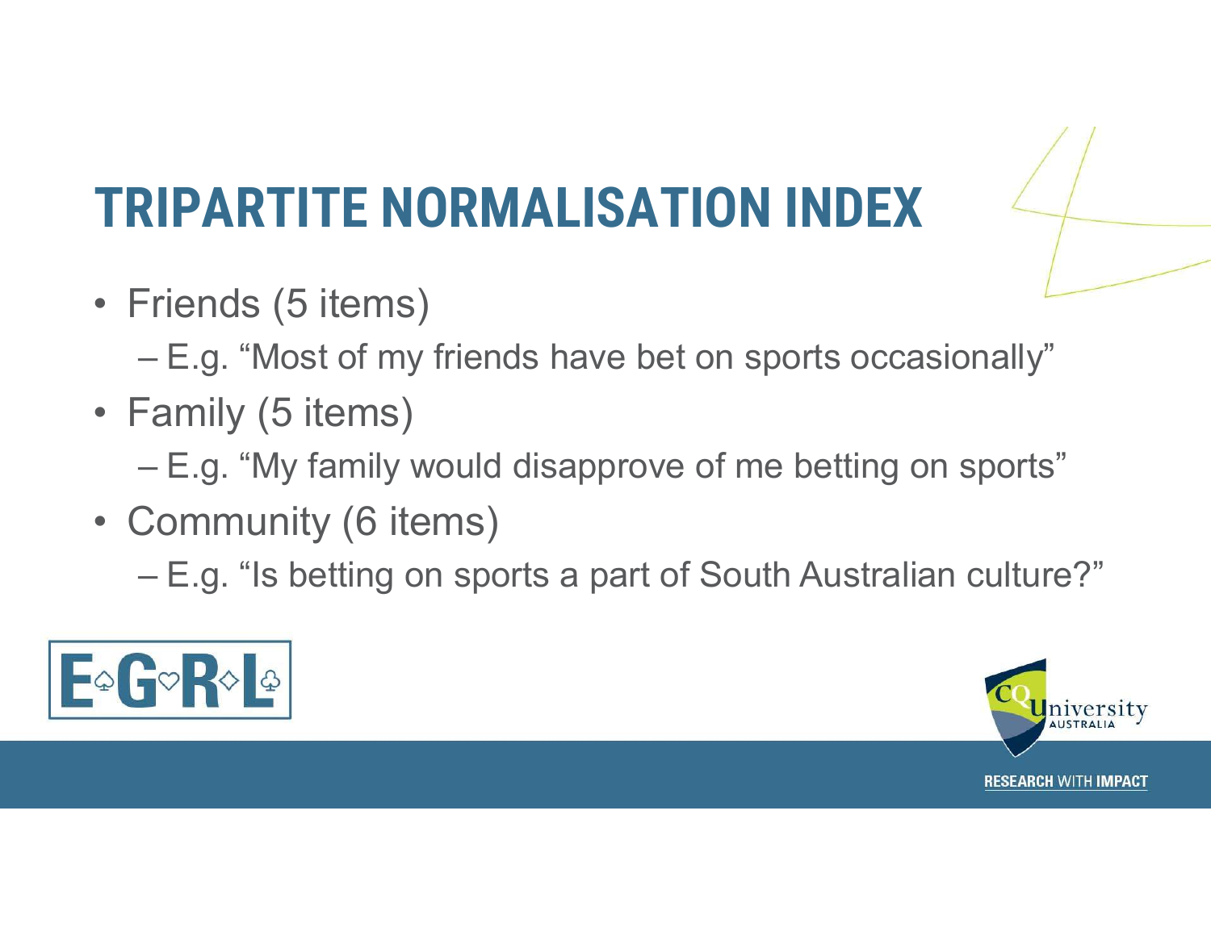# TRIPARTITE NORMALISATION INDEX

- Friends (5 items)
  - E.g. "Most of my friends have bet on sports occasionally"
- Family (5 items)
  - E.g. "My family would disapprove of me betting on sports"
- Community (6 items)
  - E.g. "Is betting on sports a part of South Australian culture?"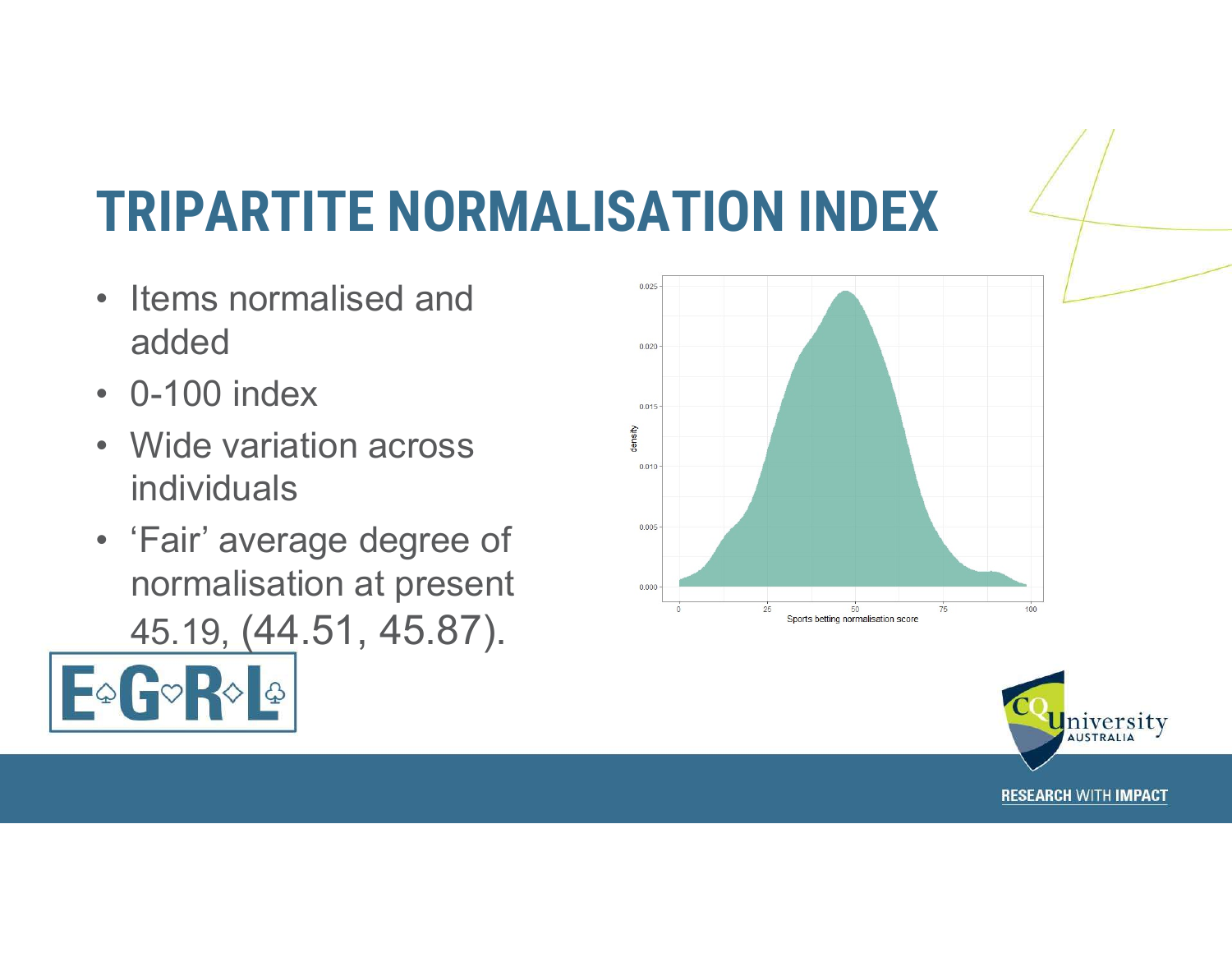# TRIPARTITE NORMALISATION INDEX

- Items normalised and added
- 0-100 index
- Wide variation across individuals
- 'Fair' average degree of normalisation at present 45.19, (44.51, 45.87).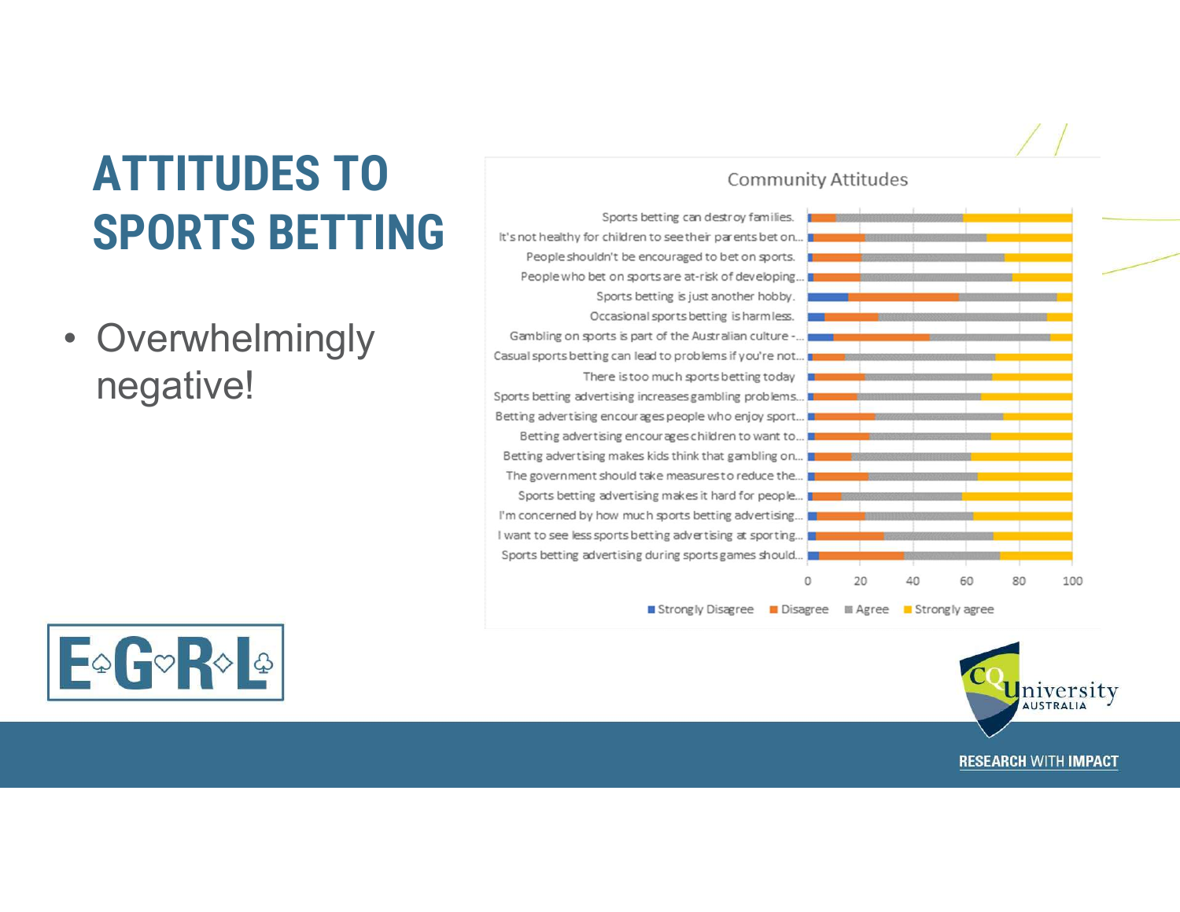# ATTITUDES TO SPORTS BETTING

- Overwhelmingly negative!

Community Attitudes

- Sports betting can destroy families.
- It's not healthy for children to see their parents bet on...
- People shouldn't be encouraged to bet on sports.
- People who bet on sports are at-risk of developing...
- Sports betting is just another hobby.
- Occasional sports betting is harmless.
- Gambling on sports is part of the Australian culture -...
- Casual sports betting can lead to problems if you're not...
- There is too much sports betting today
- Sports betting advertising increases gambling problems...
- Betting advertising encourages people who enjoy sport...
- Betting advertising encourages children to want to...
- Betting advertising makes kids think that gambling on...
- The government should take measures to reduce the...
- Sports betting advertising makes it hard for people...
- I'm concerned by how much sports betting advertising...
- I want to see less sports betting advertising at sporting...
- Sports betting advertising during sports games should...

0 20 40 60 80 100

Strongly Disagree | Disagree | Agree | Strongly agree

RESEARCH WITH IMPACT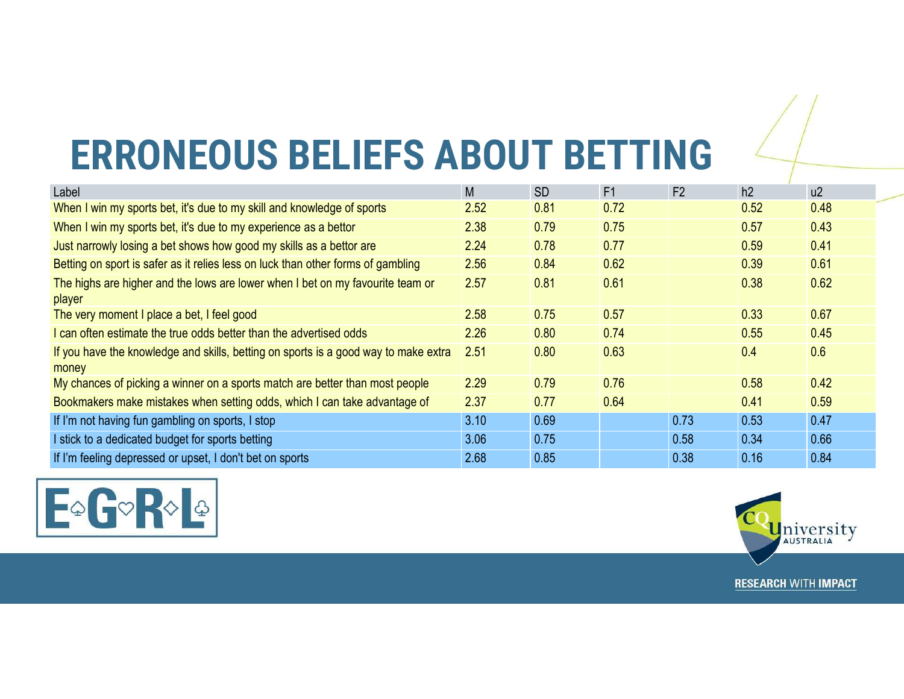# ERRONEOUS BELIEFS ABOUT BETTING

| Label | M | SD | F1 | F2 | h2 | u2 |
|---|---|---|---|---|---|---|
| When I win my sports bet, it's due to my skill and knowledge of sports | 2.52 | 0.81 | 0.72 | | 0.52 | 0.48 |
| When I win my sports bet, it's due to my experience as a bettor | 2.38 | 0.79 | 0.75 | | 0.57 | 0.43 |
| Just narrowly losing a bet shows how good my skills as a bettor are | 2.24 | 0.78 | 0.77 | | 0.59 | 0.41 |
| Betting on sport is safer as it relies less on luck than other forms of gambling | 2.56 | 0.84 | 0.62 | | 0.39 | 0.61 |
| The highs are higher and the lows are lower when I bet on my favourite team or player | 2.57 | 0.81 | 0.61 | | 0.38 | 0.62 |
| The very moment I place a bet, I feel good | 2.58 | 0.75 | 0.57 | | 0.33 | 0.67 |
| I can often estimate the true odds better than the advertised odds | 2.26 | 0.80 | 0.74 | | 0.55 | 0.45 |
| If you have the knowledge and skills, betting on sports is a good way to make extra money | 2.51 | 0.80 | 0.63 | | 0.4 | 0.6 |
| My chances of picking a winner on a sports match are better than most people | 2.29 | 0.79 | 0.76 | | 0.58 | 0.42 |
| Bookmakers make mistakes when setting odds, which I can take advantage of | 2.37 | 0.77 | 0.64 | | 0.41 | 0.59 |
| If I'm not having fun gambling on sports, I stop | 3.10 | 0.69 | | 0.73 | 0.53 | 0.47 |
| I stick to a dedicated budget for sports betting | 3.06 | 0.75 | | 0.58 | 0.34 | 0.66 |
| If I'm feeling depressed or upset, I don't bet on sports | 2.68 | 0.85 | | 0.38 | 0.16 | 0.84 |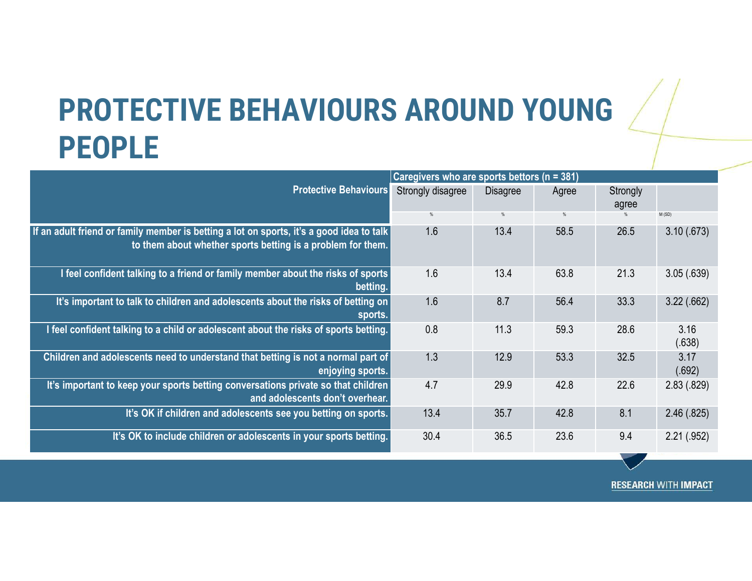# PROTECTIVE BEHAVIOURS AROUND YOUNG PEOPLE

| Protective Behaviours | Caregivers who are sports bettors (n = 381) | | | | |
|---|---|---|---|---|---|
| | Strongly disagree | Disagree | Agree | Strongly agree | |
| | % | % | % | % | M (SD) |
| If an adult friend or family member is betting a lot on sports, it's a good idea to talk to them about whether sports betting is a problem for them. | 1.6 | 13.4 | 58.5 | 26.5 | 3.10 (.673) |
| I feel confident talking to a friend or family member about the risks of sports betting. | 1.6 | 13.4 | 63.8 | 21.3 | 3.05 (.639) |
| It's important to talk to children and adolescents about the risks of betting on sports. | 1.6 | 8.7 | 56.4 | 33.3 | 3.22 (.662) |
| I feel confident talking to a child or adolescent about the risks of sports betting. | 0.8 | 11.3 | 59.3 | 28.6 | 3.16 (.638) |
| Children and adolescents need to understand that betting is not a normal part of enjoying sports. | 1.3 | 12.9 | 53.3 | 32.5 | 3.17 (.692) |
| It's important to keep your sports betting conversations private so that children and adolescents don't overhear. | 4.7 | 29.9 | 42.8 | 22.6 | 2.83 (.829) |
| It's OK if children and adolescents see you betting on sports. | 13.4 | 35.7 | 42.8 | 8.1 | 2.46 (.825) |
| It's OK to include children or adolescents in your sports betting. | 30.4 | 36.5 | 23.6 | 9.4 | 2.21 (.952) |

RESEARCH WITH IMPACT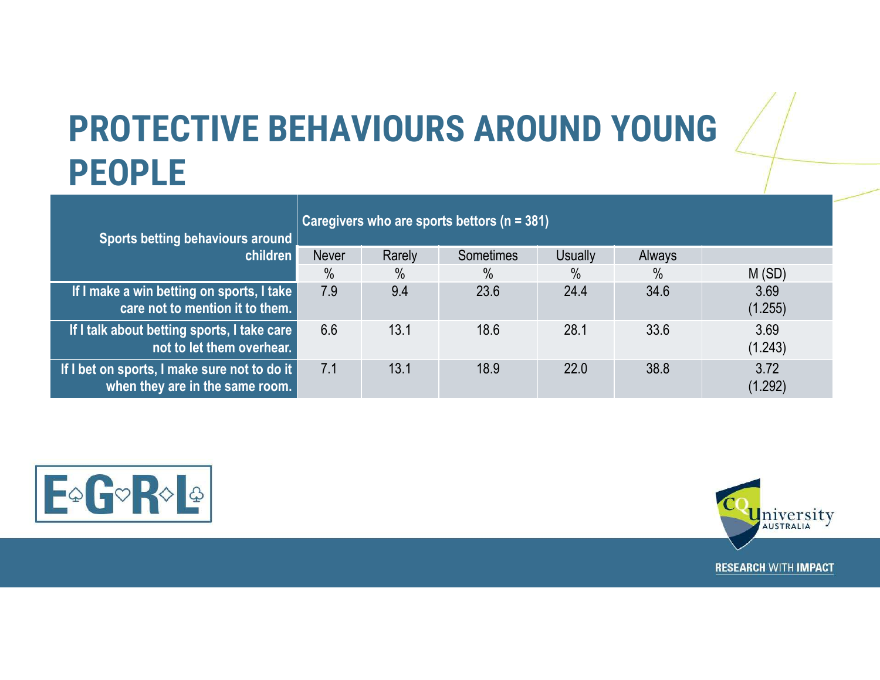# PROTECTIVE BEHAVIOURS AROUND YOUNG PEOPLE

| Sports betting behaviours around children | Caregivers who are sports bettors (n = 381) | | | | | |
|---|---|---|---|---|---|---|
| | Never | Rarely | Sometimes | Usually | Always | |
| | % | % | % | % | % | M (SD) |
| If I make a win betting on sports, I take care not to mention it to them. | 7.9 | 9.4 | 23.6 | 24.4 | 34.6 | 3.69 (1.255) |
| If I talk about betting sports, I take care not to let them overhear. | 6.6 | 13.1 | 18.6 | 28.1 | 33.6 | 3.69 (1.243) |
| If I bet on sports, I make sure not to do it when they are in the same room. | 7.1 | 13.1 | 18.9 | 22.0 | 38.8 | 3.72 (1.292) |

E♤G♡R◇L♧

CQUniversity AUSTRALIA

RESEARCH WITH IMPACT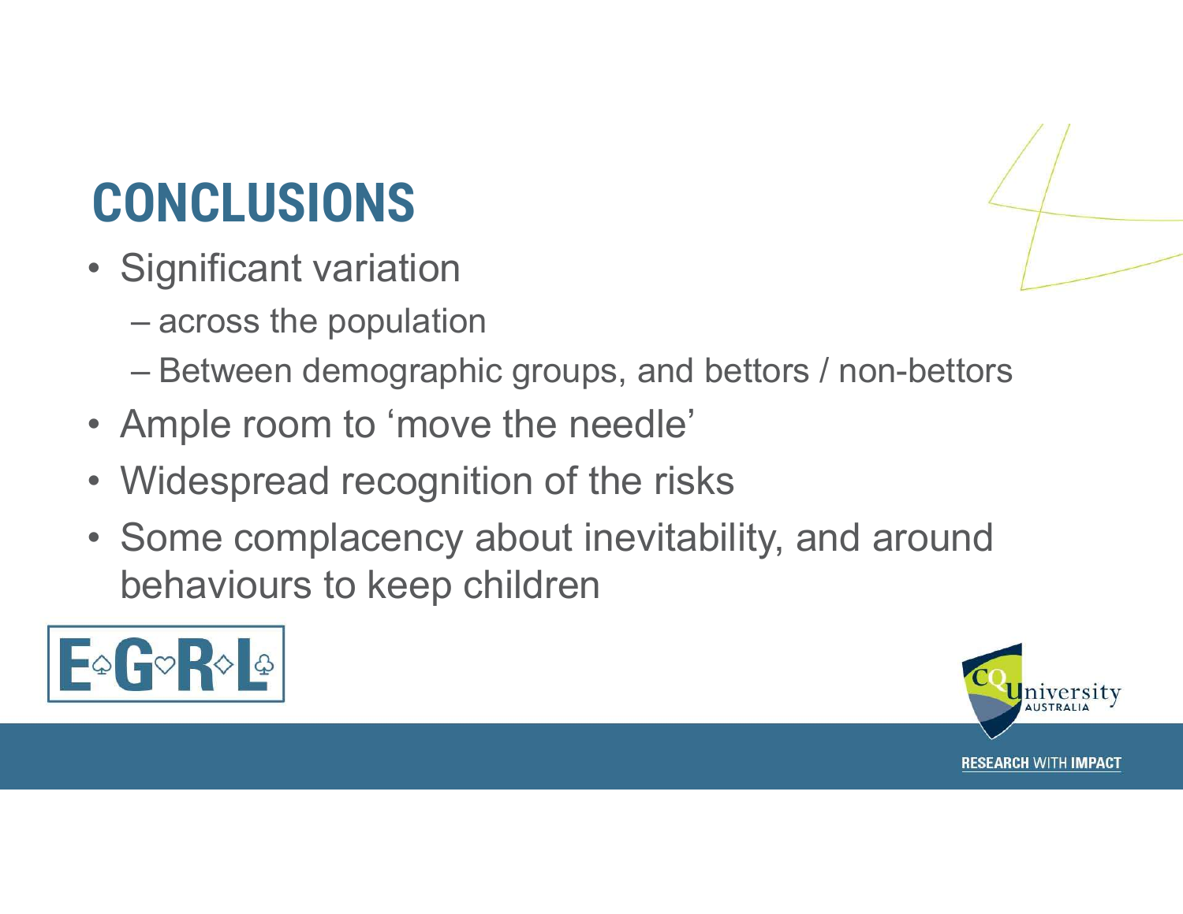# CONCLUSIONS

- Significant variation
  - across the population
  - Between demographic groups, and bettors / non-bettors
- Ample room to 'move the needle'
- Widespread recognition of the risks
- Some complacency about inevitability, and around behaviours to keep children